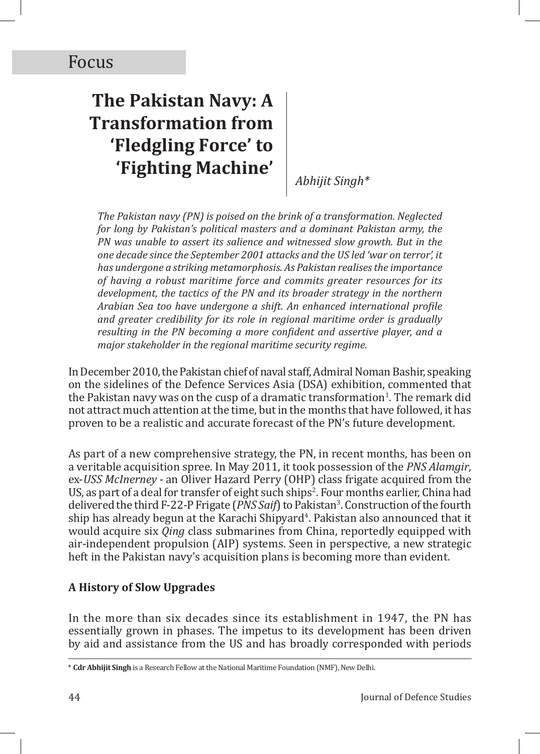Focus

# The Pakistan Navy: A Transformation from 'Fledgling Force' to 'Fighting Machine'

*Abhijit Singh\**

*The Pakistan navy (PN) is poised on the brink of a transformation. Neglected for long by Pakistan's political masters and a dominant Pakistan army, the PN was unable to assert its salience and witnessed slow growth. But in the one decade since the September 2001 attacks and the US led 'war on terror', it has undergone a striking metamorphosis. As Pakistan realises the importance of having a robust maritime force and commits greater resources for its development, the tactics of the PN and its broader strategy in the northern Arabian Sea too have undergone a shift. An enhanced international profile and greater credibility for its role in regional maritime order is gradually resulting in the PN becoming a more confident and assertive player, and a major stakeholder in the regional maritime security regime.*

In December 2010, the Pakistan chief of naval staff, Admiral Noman Bashir, speaking on the sidelines of the Defence Services Asia (DSA) exhibition, commented that the Pakistan navy was on the cusp of a dramatic transformation[1]. The remark did not attract much attention at the time, but in the months that have followed, it has proven to be a realistic and accurate forecast of the PN's future development.

As part of a new comprehensive strategy, the PN, in recent months, has been on a veritable acquisition spree. In May 2011, it took possession of the *PNS Alamgir*, ex-*USS McInerney* - an Oliver Hazard Perry (OHP) class frigate acquired from the US, as part of a deal for transfer of eight such ships[2]. Four months earlier, China had delivered the third F-22-P Frigate (*PNS Saif*) to Pakistan[3]. Construction of the fourth ship has already begun at the Karachi Shipyard[4]. Pakistan also announced that it would acquire six *Qing* class submarines from China, reportedly equipped with air-independent propulsion (AIP) systems. Seen in perspective, a new strategic heft in the Pakistan navy's acquisition plans is becoming more than evident.

**A History of Slow Upgrades**

In the more than six decades since its establishment in 1947, the PN has essentially grown in phases. The impetus to its development has been driven by aid and assistance from the US and has broadly corresponded with periods

\* **Cdr Abhijit Singh** is a Research Fellow at the National Maritime Foundation (NMF), New Delhi.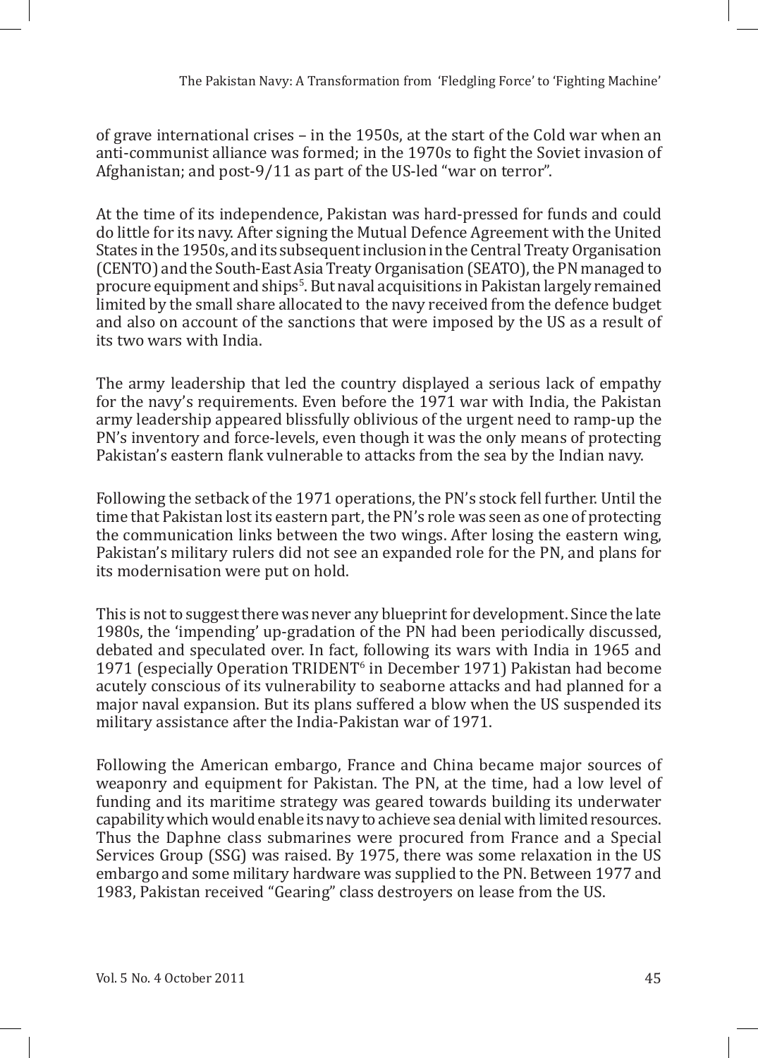of grave international crises – in the 1950s, at the start of the Cold war when an anti-communist alliance was formed; in the 1970s to fight the Soviet invasion of Afghanistan; and post-9/11 as part of the US-led "war on terror".

At the time of its independence, Pakistan was hard-pressed for funds and could do little for its navy. After signing the Mutual Defence Agreement with the United States in the 1950s, and its subsequent inclusion in the Central Treaty Organisation (CENTO) and the South-East Asia Treaty Organisation (SEATO), the PN managed to procure equipment and ships[5]. But naval acquisitions in Pakistan largely remained limited by the small share allocated to the navy received from the defence budget and also on account of the sanctions that were imposed by the US as a result of its two wars with India.

The army leadership that led the country displayed a serious lack of empathy for the navy's requirements. Even before the 1971 war with India, the Pakistan army leadership appeared blissfully oblivious of the urgent need to ramp-up the PN's inventory and force-levels, even though it was the only means of protecting Pakistan's eastern flank vulnerable to attacks from the sea by the Indian navy.

Following the setback of the 1971 operations, the PN's stock fell further. Until the time that Pakistan lost its eastern part, the PN's role was seen as one of protecting the communication links between the two wings. After losing the eastern wing, Pakistan's military rulers did not see an expanded role for the PN, and plans for its modernisation were put on hold.

This is not to suggest there was never any blueprint for development. Since the late 1980s, the 'impending' up-gradation of the PN had been periodically discussed, debated and speculated over. In fact, following its wars with India in 1965 and 1971 (especially Operation TRIDENT[6] in December 1971) Pakistan had become acutely conscious of its vulnerability to seaborne attacks and had planned for a major naval expansion. But its plans suffered a blow when the US suspended its military assistance after the India-Pakistan war of 1971.

Following the American embargo, France and China became major sources of weaponry and equipment for Pakistan. The PN, at the time, had a low level of funding and its maritime strategy was geared towards building its underwater capability which would enable its navy to achieve sea denial with limited resources. Thus the Daphne class submarines were procured from France and a Special Services Group (SSG) was raised. By 1975, there was some relaxation in the US embargo and some military hardware was supplied to the PN. Between 1977 and 1983, Pakistan received "Gearing" class destroyers on lease from the US.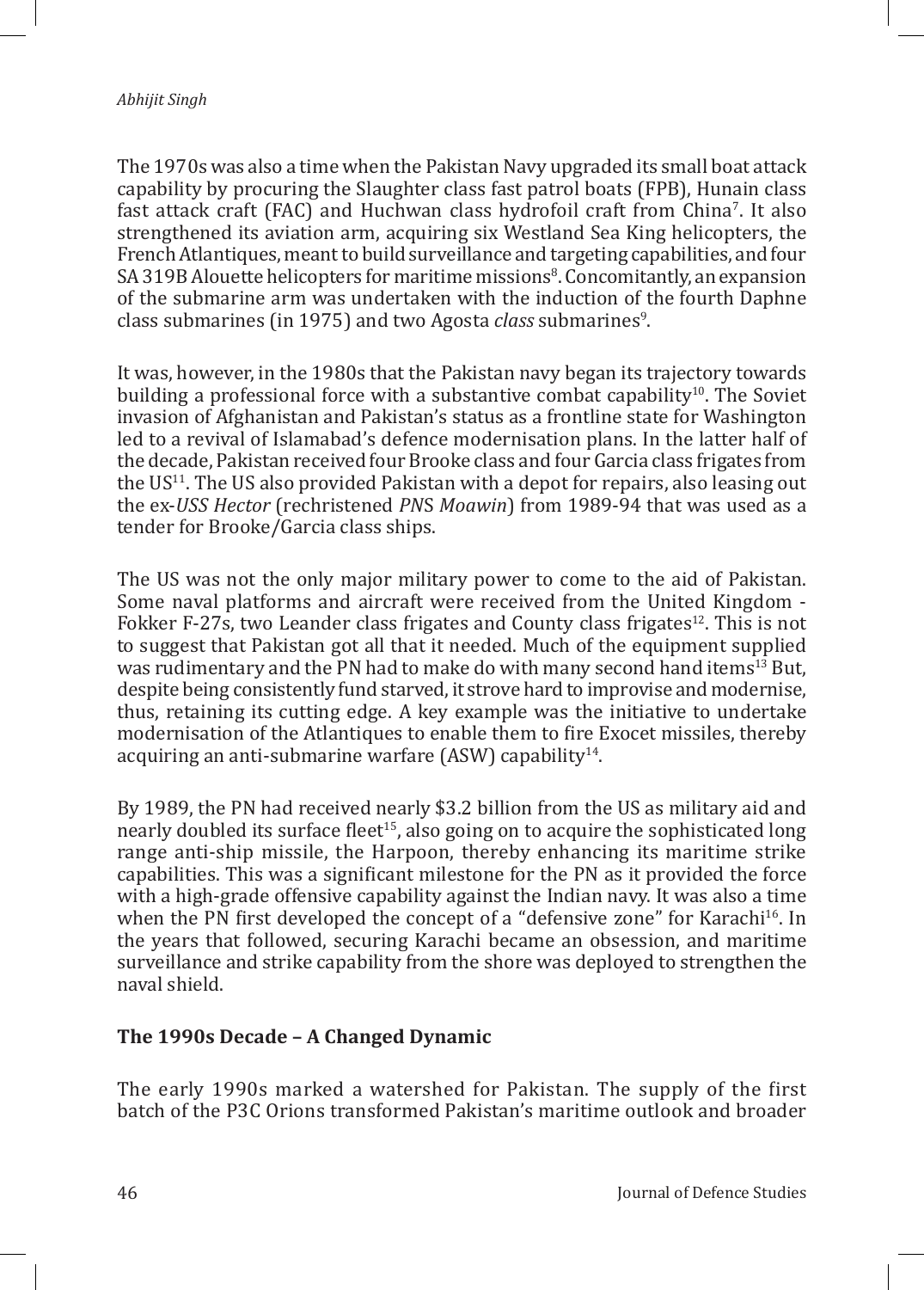The 1970s was also a time when the Pakistan Navy upgraded its small boat attack capability by procuring the Slaughter class fast patrol boats (FPB), Hunain class fast attack craft (FAC) and Huchwan class hydrofoil craft from China[7]. It also strengthened its aviation arm, acquiring six Westland Sea King helicopters, the French Atlantiques, meant to build surveillance and targeting capabilities, and four SA 319B Alouette helicopters for maritime missions[8]. Concomitantly, an expansion of the submarine arm was undertaken with the induction of the fourth Daphne class submarines (in 1975) and two Agosta *class* submarines[9].

It was, however, in the 1980s that the Pakistan navy began its trajectory towards building a professional force with a substantive combat capability[10]. The Soviet invasion of Afghanistan and Pakistan's status as a frontline state for Washington led to a revival of Islamabad's defence modernisation plans. In the latter half of the decade, Pakistan received four Brooke class and four Garcia class frigates from the US[11]. The US also provided Pakistan with a depot for repairs, also leasing out the ex-*USS Hector* (rechristened *PNS Moawin*) from 1989-94 that was used as a tender for Brooke/Garcia class ships.

The US was not the only major military power to come to the aid of Pakistan. Some naval platforms and aircraft were received from the United Kingdom - Fokker F-27s, two Leander class frigates and County class frigates[12]. This is not to suggest that Pakistan got all that it needed. Much of the equipment supplied was rudimentary and the PN had to make do with many second hand items[13] But, despite being consistently fund starved, it strove hard to improvise and modernise, thus, retaining its cutting edge. A key example was the initiative to undertake modernisation of the Atlantiques to enable them to fire Exocet missiles, thereby acquiring an anti-submarine warfare (ASW) capability[14].

By 1989, the PN had received nearly $3.2 billion from the US as military aid and nearly doubled its surface fleet[15], also going on to acquire the sophisticated long range anti-ship missile, the Harpoon, thereby enhancing its maritime strike capabilities. This was a significant milestone for the PN as it provided the force with a high-grade offensive capability against the Indian navy. It was also a time when the PN first developed the concept of a "defensive zone" for Karachi[16]. In the years that followed, securing Karachi became an obsession, and maritime surveillance and strike capability from the shore was deployed to strengthen the naval shield.

### The 1990s Decade – A Changed Dynamic

The early 1990s marked a watershed for Pakistan. The supply of the first batch of the P3C Orions transformed Pakistan's maritime outlook and broader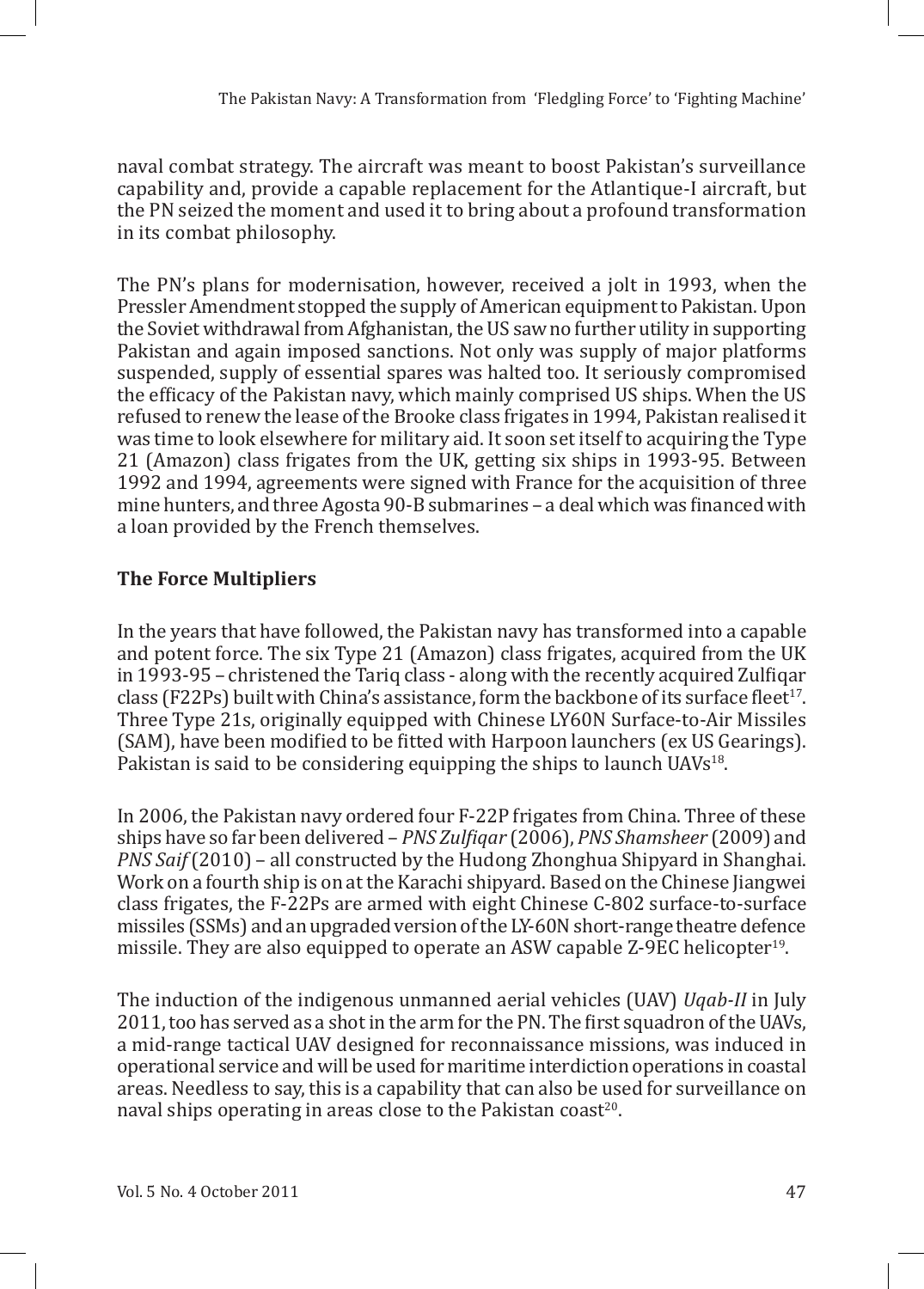naval combat strategy. The aircraft was meant to boost Pakistan's surveillance capability and, provide a capable replacement for the Atlantique-I aircraft, but the PN seized the moment and used it to bring about a profound transformation in its combat philosophy.

The PN's plans for modernisation, however, received a jolt in 1993, when the Pressler Amendment stopped the supply of American equipment to Pakistan. Upon the Soviet withdrawal from Afghanistan, the US saw no further utility in supporting Pakistan and again imposed sanctions. Not only was supply of major platforms suspended, supply of essential spares was halted too. It seriously compromised the efficacy of the Pakistan navy, which mainly comprised US ships. When the US refused to renew the lease of the Brooke class frigates in 1994, Pakistan realised it was time to look elsewhere for military aid. It soon set itself to acquiring the Type 21 (Amazon) class frigates from the UK, getting six ships in 1993-95. Between 1992 and 1994, agreements were signed with France for the acquisition of three mine hunters, and three Agosta 90-B submarines – a deal which was financed with a loan provided by the French themselves.

## The Force Multipliers

In the years that have followed, the Pakistan navy has transformed into a capable and potent force. The six Type 21 (Amazon) class frigates, acquired from the UK in 1993-95 – christened the Tariq class - along with the recently acquired Zulfiqar class (F22Ps) built with China's assistance, form the backbone of its surface fleet[17]. Three Type 21s, originally equipped with Chinese LY60N Surface-to-Air Missiles (SAM), have been modified to be fitted with Harpoon launchers (ex US Gearings). Pakistan is said to be considering equipping the ships to launch UAVs[18].

In 2006, the Pakistan navy ordered four F-22P frigates from China. Three of these ships have so far been delivered – *PNS Zulfiqar* (2006), *PNS Shamsheer* (2009) and *PNS Saif* (2010) – all constructed by the Hudong Zhonghua Shipyard in Shanghai. Work on a fourth ship is on at the Karachi shipyard. Based on the Chinese Jiangwei class frigates, the F-22Ps are armed with eight Chinese C-802 surface-to-surface missiles (SSMs) and an upgraded version of the LY-60N short-range theatre defence missile. They are also equipped to operate an ASW capable Z-9EC helicopter[19].

The induction of the indigenous unmanned aerial vehicles (UAV) *Uqab-II* in July 2011, too has served as a shot in the arm for the PN. The first squadron of the UAVs, a mid-range tactical UAV designed for reconnaissance missions, was induced in operational service and will be used for maritime interdiction operations in coastal areas. Needless to say, this is a capability that can also be used for surveillance on naval ships operating in areas close to the Pakistan coast[20].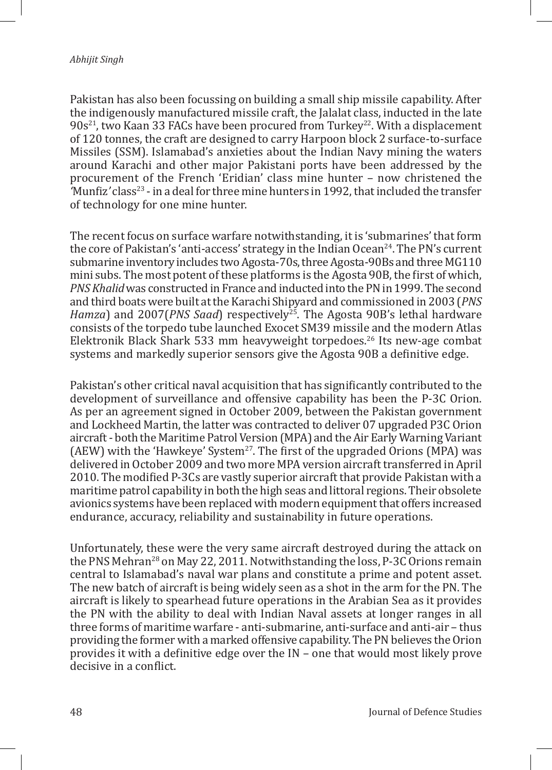Pakistan has also been focussing on building a small ship missile capability. After the indigenously manufactured missile craft, the Jalalat class, inducted in the late 90s[21], two Kaan 33 FACs have been procured from Turkey[22]. With a displacement of 120 tonnes, the craft are designed to carry Harpoon block 2 surface-to-surface Missiles (SSM). Islamabad's anxieties about the Indian Navy mining the waters around Karachi and other major Pakistani ports have been addressed by the procurement of the French 'Eridian' class mine hunter – now christened the 'Munfiz' class[23] - in a deal for three mine hunters in 1992, that included the transfer of technology for one mine hunter.

The recent focus on surface warfare notwithstanding, it is 'submarines' that form the core of Pakistan's 'anti-access' strategy in the Indian Ocean[24]. The PN's current submarine inventory includes two Agosta-70s, three Agosta-90Bs and three MG110 mini subs. The most potent of these platforms is the Agosta 90B, the first of which, *PNS Khalid* was constructed in France and inducted into the PN in 1999. The second and third boats were built at the Karachi Shipyard and commissioned in 2003 (*PNS Hamza*) and 2007(*PNS Saad*) respectively[25]. The Agosta 90B's lethal hardware consists of the torpedo tube launched Exocet SM39 missile and the modern Atlas Elektronik Black Shark 533 mm heavyweight torpedoes.[26] Its new-age combat systems and markedly superior sensors give the Agosta 90B a definitive edge.

Pakistan's other critical naval acquisition that has significantly contributed to the development of surveillance and offensive capability has been the P-3C Orion. As per an agreement signed in October 2009, between the Pakistan government and Lockheed Martin, the latter was contracted to deliver 07 upgraded P3C Orion aircraft - both the Maritime Patrol Version (MPA) and the Air Early Warning Variant (AEW) with the 'Hawkeye' System[27]. The first of the upgraded Orions (MPA) was delivered in October 2009 and two more MPA version aircraft transferred in April 2010. The modified P-3Cs are vastly superior aircraft that provide Pakistan with a maritime patrol capability in both the high seas and littoral regions. Their obsolete avionics systems have been replaced with modern equipment that offers increased endurance, accuracy, reliability and sustainability in future operations.

Unfortunately, these were the very same aircraft destroyed during the attack on the PNS Mehran[28] on May 22, 2011. Notwithstanding the loss, P-3C Orions remain central to Islamabad's naval war plans and constitute a prime and potent asset. The new batch of aircraft is being widely seen as a shot in the arm for the PN. The aircraft is likely to spearhead future operations in the Arabian Sea as it provides the PN with the ability to deal with Indian Naval assets at longer ranges in all three forms of maritime warfare - anti-submarine, anti-surface and anti-air – thus providing the former with a marked offensive capability. The PN believes the Orion provides it with a definitive edge over the IN – one that would most likely prove decisive in a conflict.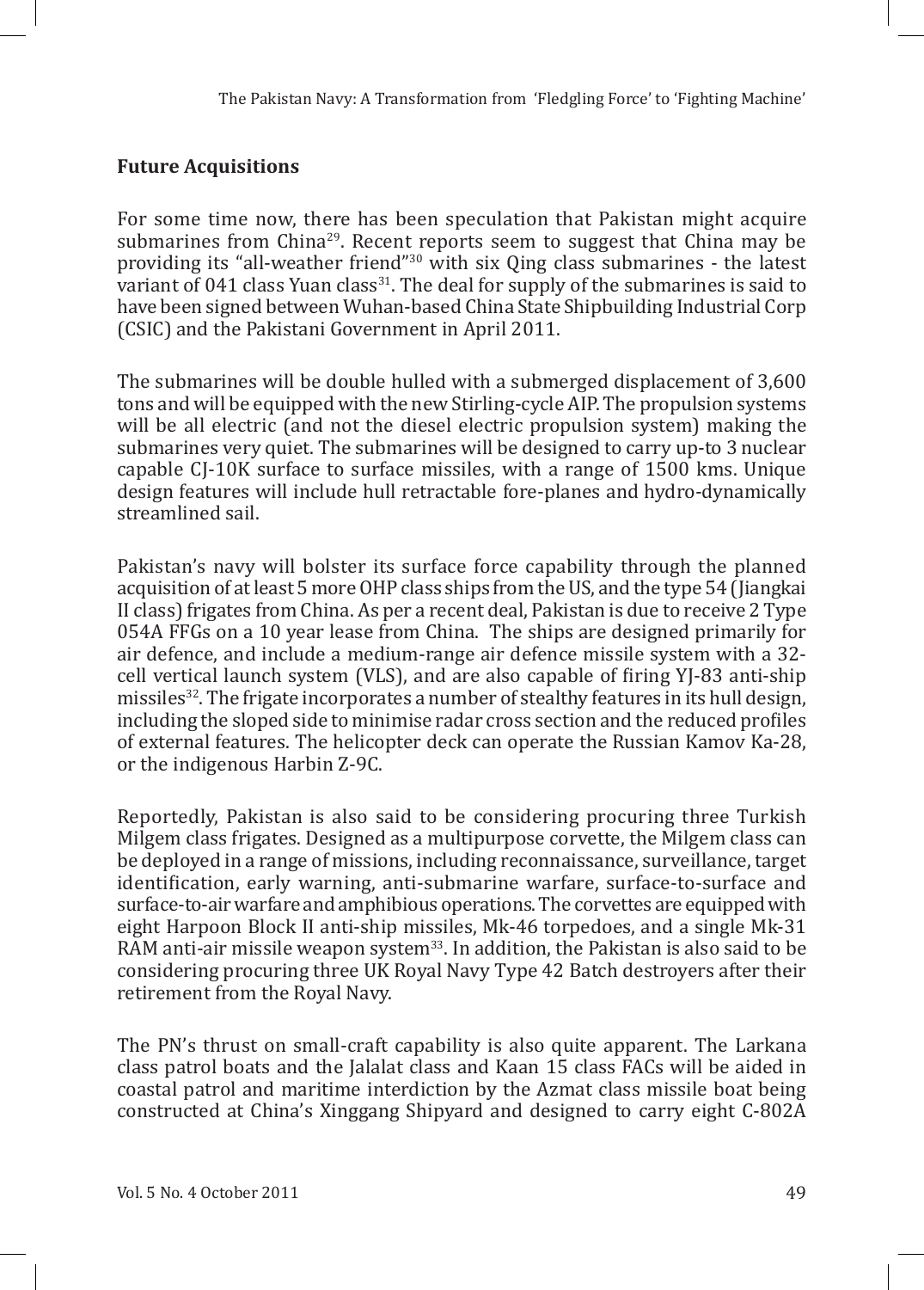## Future Acquisitions

For some time now, there has been speculation that Pakistan might acquire submarines from China[29]. Recent reports seem to suggest that China may be providing its "all-weather friend"[30] with six Qing class submarines - the latest variant of 041 class Yuan class[31]. The deal for supply of the submarines is said to have been signed between Wuhan-based China State Shipbuilding Industrial Corp (CSIC) and the Pakistani Government in April 2011.

The submarines will be double hulled with a submerged displacement of 3,600 tons and will be equipped with the new Stirling-cycle AIP. The propulsion systems will be all electric (and not the diesel electric propulsion system) making the submarines very quiet. The submarines will be designed to carry up-to 3 nuclear capable CJ-10K surface to surface missiles, with a range of 1500 kms. Unique design features will include hull retractable fore-planes and hydro-dynamically streamlined sail.

Pakistan's navy will bolster its surface force capability through the planned acquisition of at least 5 more OHP class ships from the US, and the type 54 (Jiangkai II class) frigates from China. As per a recent deal, Pakistan is due to receive 2 Type 054A FFGs on a 10 year lease from China. The ships are designed primarily for air defence, and include a medium-range air defence missile system with a 32-cell vertical launch system (VLS), and are also capable of firing YJ-83 anti-ship missiles[32]. The frigate incorporates a number of stealthy features in its hull design, including the sloped side to minimise radar cross section and the reduced profiles of external features. The helicopter deck can operate the Russian Kamov Ka-28, or the indigenous Harbin Z-9C.

Reportedly, Pakistan is also said to be considering procuring three Turkish Milgem class frigates. Designed as a multipurpose corvette, the Milgem class can be deployed in a range of missions, including reconnaissance, surveillance, target identification, early warning, anti-submarine warfare, surface-to-surface and surface-to-air warfare and amphibious operations. The corvettes are equipped with eight Harpoon Block II anti-ship missiles, Mk-46 torpedoes, and a single Mk-31 RAM anti-air missile weapon system[33]. In addition, the Pakistan is also said to be considering procuring three UK Royal Navy Type 42 Batch destroyers after their retirement from the Royal Navy.

The PN's thrust on small-craft capability is also quite apparent. The Larkana class patrol boats and the Jalalat class and Kaan 15 class FACs will be aided in coastal patrol and maritime interdiction by the Azmat class missile boat being constructed at China's Xinggang Shipyard and designed to carry eight C-802A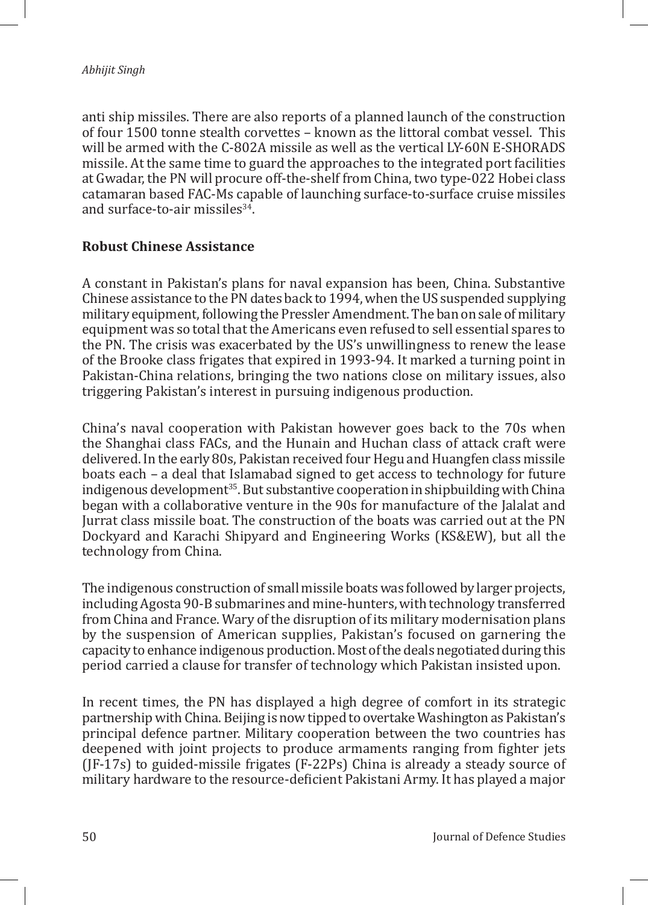anti ship missiles. There are also reports of a planned launch of the construction of four 1500 tonne stealth corvettes – known as the littoral combat vessel. This will be armed with the C-802A missile as well as the vertical LY-60N E-SHORADS missile. At the same time to guard the approaches to the integrated port facilities at Gwadar, the PN will procure off-the-shelf from China, two type-022 Hobei class catamaran based FAC-Ms capable of launching surface-to-surface cruise missiles and surface-to-air missiles[34].

**Robust Chinese Assistance**

A constant in Pakistan's plans for naval expansion has been, China. Substantive Chinese assistance to the PN dates back to 1994, when the US suspended supplying military equipment, following the Pressler Amendment. The ban on sale of military equipment was so total that the Americans even refused to sell essential spares to the PN. The crisis was exacerbated by the US's unwillingness to renew the lease of the Brooke class frigates that expired in 1993-94. It marked a turning point in Pakistan-China relations, bringing the two nations close on military issues, also triggering Pakistan's interest in pursuing indigenous production.

China's naval cooperation with Pakistan however goes back to the 70s when the Shanghai class FACs, and the Hunain and Huchan class of attack craft were delivered. In the early 80s, Pakistan received four Hegu and Huangfen class missile boats each – a deal that Islamabad signed to get access to technology for future indigenous development[35]. But substantive cooperation in shipbuilding with China began with a collaborative venture in the 90s for manufacture of the Jalalat and Jurrat class missile boat. The construction of the boats was carried out at the PN Dockyard and Karachi Shipyard and Engineering Works (KS&EW), but all the technology from China.

The indigenous construction of small missile boats was followed by larger projects, including Agosta 90-B submarines and mine-hunters, with technology transferred from China and France. Wary of the disruption of its military modernisation plans by the suspension of American supplies, Pakistan's focused on garnering the capacity to enhance indigenous production. Most of the deals negotiated during this period carried a clause for transfer of technology which Pakistan insisted upon.

In recent times, the PN has displayed a high degree of comfort in its strategic partnership with China. Beijing is now tipped to overtake Washington as Pakistan's principal defence partner. Military cooperation between the two countries has deepened with joint projects to produce armaments ranging from fighter jets (JF-17s) to guided-missile frigates (F-22Ps) China is already a steady source of military hardware to the resource-deficient Pakistani Army. It has played a major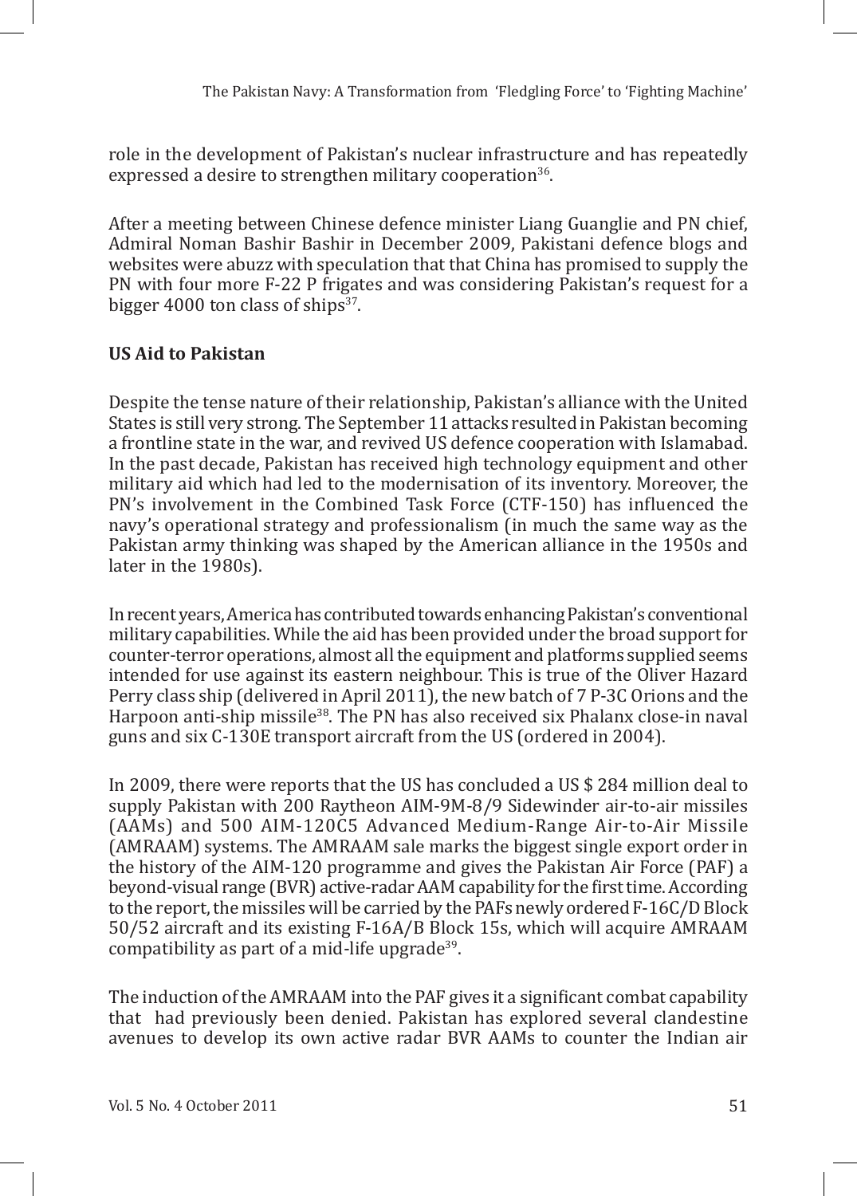role in the development of Pakistan's nuclear infrastructure and has repeatedly expressed a desire to strengthen military cooperation[36].

After a meeting between Chinese defence minister Liang Guanglie and PN chief, Admiral Noman Bashir Bashir in December 2009, Pakistani defence blogs and websites were abuzz with speculation that that China has promised to supply the PN with four more F-22 P frigates and was considering Pakistan's request for a bigger 4000 ton class of ships[37].

**US Aid to Pakistan**

Despite the tense nature of their relationship, Pakistan's alliance with the United States is still very strong. The September 11 attacks resulted in Pakistan becoming a frontline state in the war, and revived US defence cooperation with Islamabad. In the past decade, Pakistan has received high technology equipment and other military aid which had led to the modernisation of its inventory. Moreover, the PN's involvement in the Combined Task Force (CTF-150) has influenced the navy's operational strategy and professionalism (in much the same way as the Pakistan army thinking was shaped by the American alliance in the 1950s and later in the 1980s).

In recent years, America has contributed towards enhancing Pakistan's conventional military capabilities. While the aid has been provided under the broad support for counter-terror operations, almost all the equipment and platforms supplied seems intended for use against its eastern neighbour. This is true of the Oliver Hazard Perry class ship (delivered in April 2011), the new batch of 7 P-3C Orions and the Harpoon anti-ship missile[38]. The PN has also received six Phalanx close-in naval guns and six C-130E transport aircraft from the US (ordered in 2004).

In 2009, there were reports that the US has concluded a US $ 284 million deal to supply Pakistan with 200 Raytheon AIM-9M-8/9 Sidewinder air-to-air missiles (AAMs) and 500 AIM-120C5 Advanced Medium-Range Air-to-Air Missile (AMRAAM) systems. The AMRAAM sale marks the biggest single export order in the history of the AIM-120 programme and gives the Pakistan Air Force (PAF) a beyond-visual range (BVR) active-radar AAM capability for the first time. According to the report, the missiles will be carried by the PAFs newly ordered F-16C/D Block 50/52 aircraft and its existing F-16A/B Block 15s, which will acquire AMRAAM compatibility as part of a mid-life upgrade[39].

The induction of the AMRAAM into the PAF gives it a significant combat capability that had previously been denied. Pakistan has explored several clandestine avenues to develop its own active radar BVR AAMs to counter the Indian air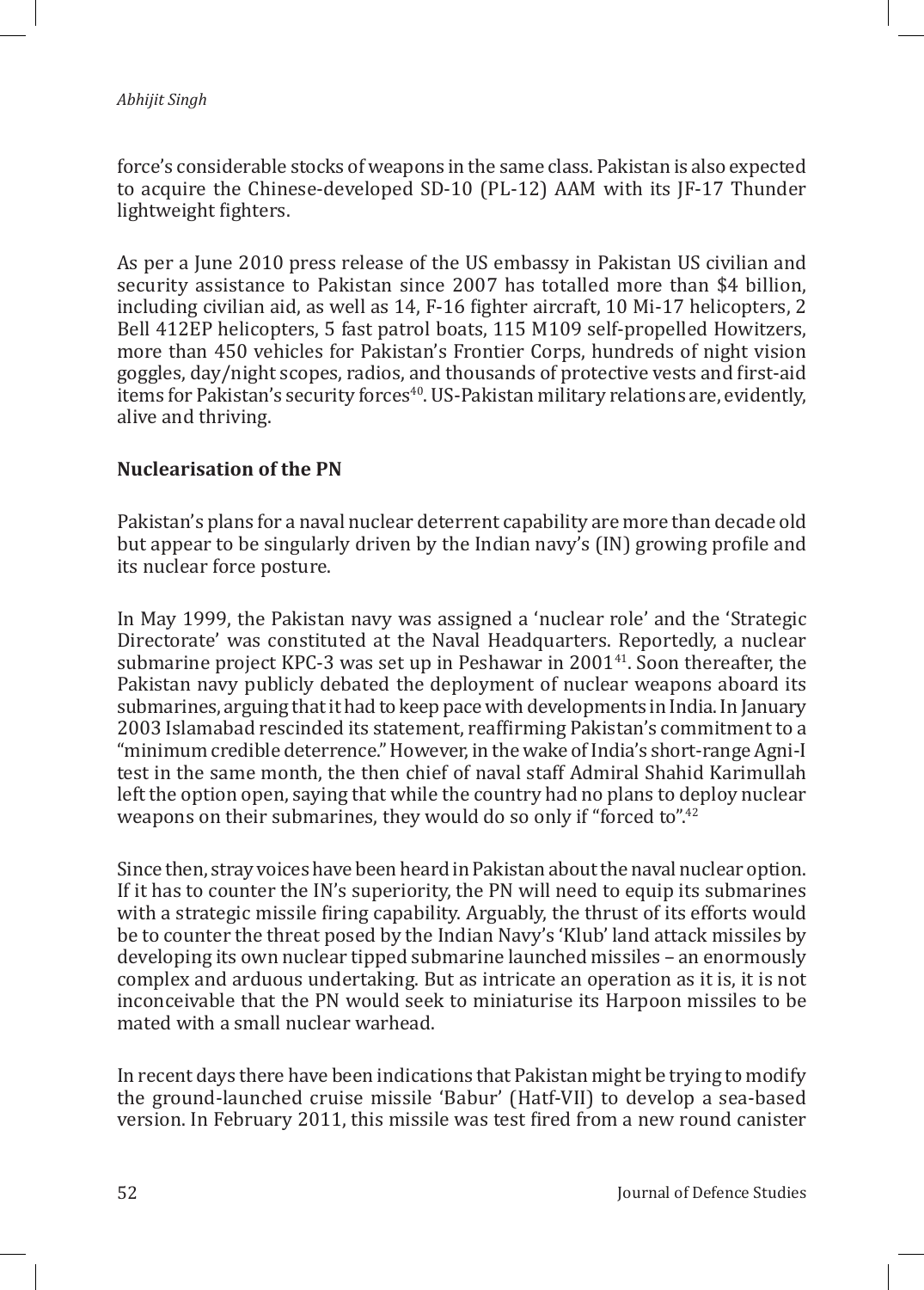force's considerable stocks of weapons in the same class. Pakistan is also expected to acquire the Chinese-developed SD-10 (PL-12) AAM with its JF-17 Thunder lightweight fighters.

As per a June 2010 press release of the US embassy in Pakistan US civilian and security assistance to Pakistan since 2007 has totalled more than $4 billion, including civilian aid, as well as 14, F-16 fighter aircraft, 10 Mi-17 helicopters, 2 Bell 412EP helicopters, 5 fast patrol boats, 115 M109 self-propelled Howitzers, more than 450 vehicles for Pakistan's Frontier Corps, hundreds of night vision goggles, day/night scopes, radios, and thousands of protective vests and first-aid items for Pakistan's security forces[40]. US-Pakistan military relations are, evidently, alive and thriving.

**Nuclearisation of the PN**

Pakistan's plans for a naval nuclear deterrent capability are more than decade old but appear to be singularly driven by the Indian navy's (IN) growing profile and its nuclear force posture.

In May 1999, the Pakistan navy was assigned a 'nuclear role' and the 'Strategic Directorate' was constituted at the Naval Headquarters. Reportedly, a nuclear submarine project KPC-3 was set up in Peshawar in 2001[41]. Soon thereafter, the Pakistan navy publicly debated the deployment of nuclear weapons aboard its submarines, arguing that it had to keep pace with developments in India. In January 2003 Islamabad rescinded its statement, reaffirming Pakistan's commitment to a "minimum credible deterrence." However, in the wake of India's short-range Agni-I test in the same month, the then chief of naval staff Admiral Shahid Karimullah left the option open, saying that while the country had no plans to deploy nuclear weapons on their submarines, they would do so only if "forced to".[42]

Since then, stray voices have been heard in Pakistan about the naval nuclear option. If it has to counter the IN's superiority, the PN will need to equip its submarines with a strategic missile firing capability. Arguably, the thrust of its efforts would be to counter the threat posed by the Indian Navy's 'Klub' land attack missiles by developing its own nuclear tipped submarine launched missiles – an enormously complex and arduous undertaking. But as intricate an operation as it is, it is not inconceivable that the PN would seek to miniaturise its Harpoon missiles to be mated with a small nuclear warhead.

In recent days there have been indications that Pakistan might be trying to modify the ground-launched cruise missile 'Babur' (Hatf-VII) to develop a sea-based version. In February 2011, this missile was test fired from a new round canister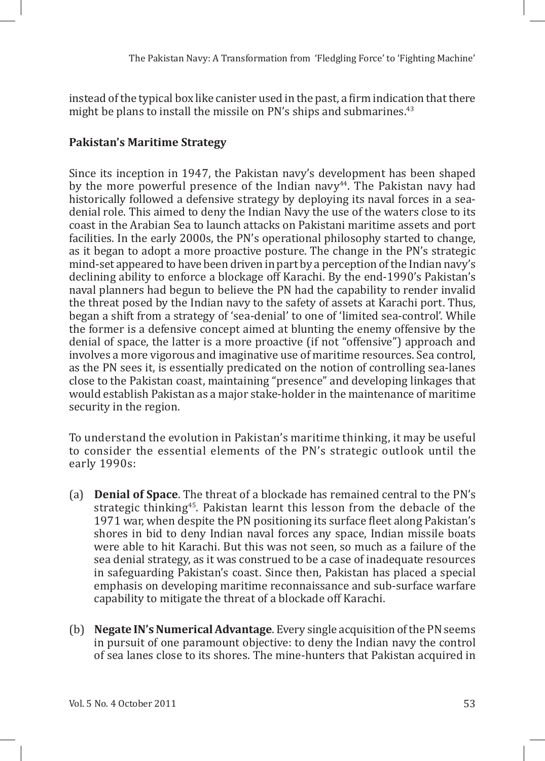instead of the typical box like canister used in the past, a firm indication that there might be plans to install the missile on PN's ships and submarines.[43]

### Pakistan's Maritime Strategy

Since its inception in 1947, the Pakistan navy's development has been shaped by the more powerful presence of the Indian navy[44]. The Pakistan navy had historically followed a defensive strategy by deploying its naval forces in a sea-denial role. This aimed to deny the Indian Navy the use of the waters close to its coast in the Arabian Sea to launch attacks on Pakistani maritime assets and port facilities. In the early 2000s, the PN's operational philosophy started to change, as it began to adopt a more proactive posture. The change in the PN's strategic mind-set appeared to have been driven in part by a perception of the Indian navy's declining ability to enforce a blockage off Karachi. By the end-1990's Pakistan's naval planners had begun to believe the PN had the capability to render invalid the threat posed by the Indian navy to the safety of assets at Karachi port. Thus, began a shift from a strategy of 'sea-denial' to one of 'limited sea-control'. While the former is a defensive concept aimed at blunting the enemy offensive by the denial of space, the latter is a more proactive (if not "offensive") approach and involves a more vigorous and imaginative use of maritime resources. Sea control, as the PN sees it, is essentially predicated on the notion of controlling sea-lanes close to the Pakistan coast, maintaining "presence" and developing linkages that would establish Pakistan as a major stake-holder in the maintenance of maritime security in the region.

To understand the evolution in Pakistan's maritime thinking, it may be useful to consider the essential elements of the PN's strategic outlook until the early 1990s:

(a) **Denial of Space**. The threat of a blockade has remained central to the PN's strategic thinking[45]. Pakistan learnt this lesson from the debacle of the 1971 war, when despite the PN positioning its surface fleet along Pakistan's shores in bid to deny Indian naval forces any space, Indian missile boats were able to hit Karachi. But this was not seen, so much as a failure of the sea denial strategy, as it was construed to be a case of inadequate resources in safeguarding Pakistan's coast. Since then, Pakistan has placed a special emphasis on developing maritime reconnaissance and sub-surface warfare capability to mitigate the threat of a blockade off Karachi.

(b) **Negate IN's Numerical Advantage**. Every single acquisition of the PN seems in pursuit of one paramount objective: to deny the Indian navy the control of sea lanes close to its shores. The mine-hunters that Pakistan acquired in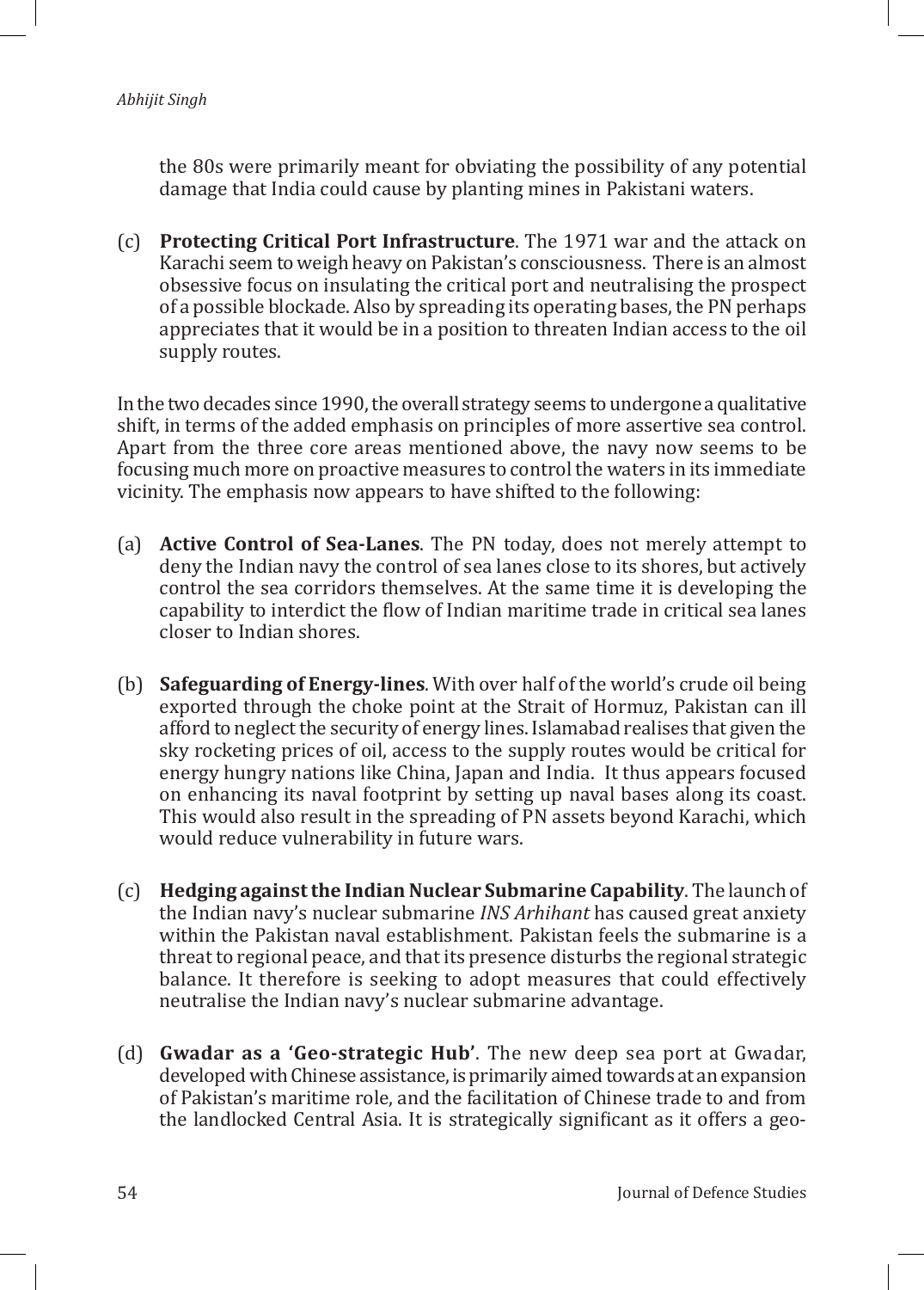the 80s were primarily meant for obviating the possibility of any potential damage that India could cause by planting mines in Pakistani waters.

(c) **Protecting Critical Port Infrastructure**. The 1971 war and the attack on Karachi seem to weigh heavy on Pakistan's consciousness. There is an almost obsessive focus on insulating the critical port and neutralising the prospect of a possible blockade. Also by spreading its operating bases, the PN perhaps appreciates that it would be in a position to threaten Indian access to the oil supply routes.

In the two decades since 1990, the overall strategy seems to undergone a qualitative shift, in terms of the added emphasis on principles of more assertive sea control. Apart from the three core areas mentioned above, the navy now seems to be focusing much more on proactive measures to control the waters in its immediate vicinity. The emphasis now appears to have shifted to the following:

(a) **Active Control of Sea-Lanes**. The PN today, does not merely attempt to deny the Indian navy the control of sea lanes close to its shores, but actively control the sea corridors themselves. At the same time it is developing the capability to interdict the flow of Indian maritime trade in critical sea lanes closer to Indian shores.

(b) **Safeguarding of Energy-lines**. With over half of the world's crude oil being exported through the choke point at the Strait of Hormuz, Pakistan can ill afford to neglect the security of energy lines. Islamabad realises that given the sky rocketing prices of oil, access to the supply routes would be critical for energy hungry nations like China, Japan and India. It thus appears focused on enhancing its naval footprint by setting up naval bases along its coast. This would also result in the spreading of PN assets beyond Karachi, which would reduce vulnerability in future wars.

(c) **Hedging against the Indian Nuclear Submarine Capability**. The launch of the Indian navy's nuclear submarine *INS Arhihant* has caused great anxiety within the Pakistan naval establishment. Pakistan feels the submarine is a threat to regional peace, and that its presence disturbs the regional strategic balance. It therefore is seeking to adopt measures that could effectively neutralise the Indian navy's nuclear submarine advantage.

(d) **Gwadar as a 'Geo-strategic Hub'**. The new deep sea port at Gwadar, developed with Chinese assistance, is primarily aimed towards at an expansion of Pakistan's maritime role, and the facilitation of Chinese trade to and from the landlocked Central Asia. It is strategically significant as it offers a geo-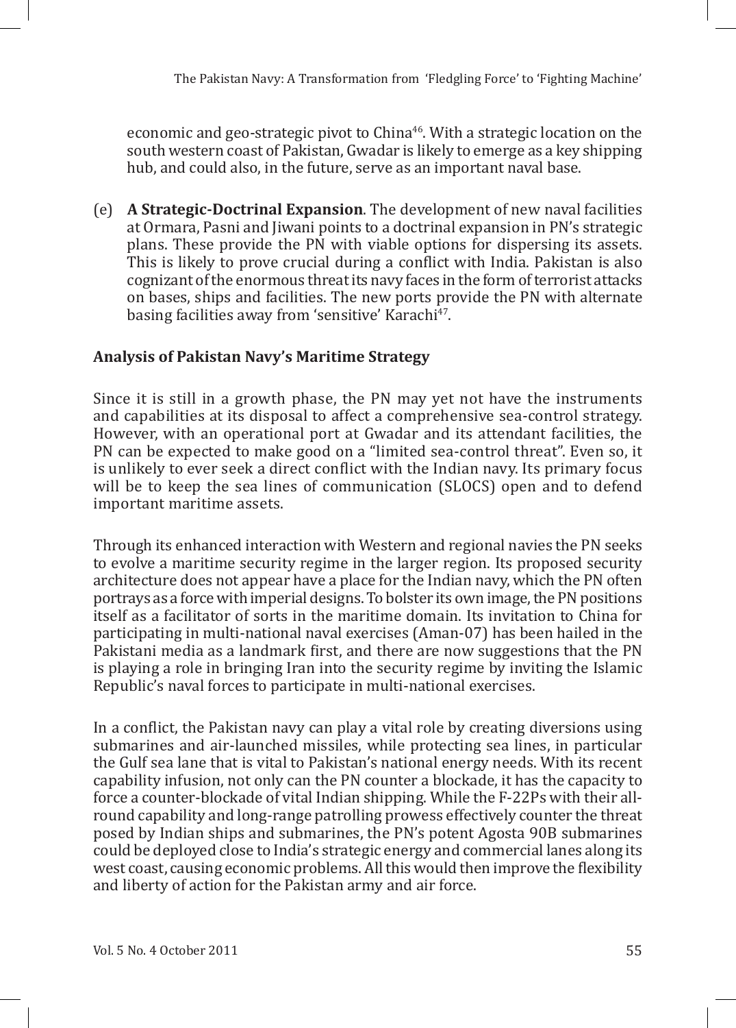economic and geo-strategic pivot to China[46]. With a strategic location on the south western coast of Pakistan, Gwadar is likely to emerge as a key shipping hub, and could also, in the future, serve as an important naval base.

(e) **A Strategic-Doctrinal Expansion**. The development of new naval facilities at Ormara, Pasni and Jiwani points to a doctrinal expansion in PN's strategic plans. These provide the PN with viable options for dispersing its assets. This is likely to prove crucial during a conflict with India. Pakistan is also cognizant of the enormous threat its navy faces in the form of terrorist attacks on bases, ships and facilities. The new ports provide the PN with alternate basing facilities away from 'sensitive' Karachi[47].

**Analysis of Pakistan Navy's Maritime Strategy**

Since it is still in a growth phase, the PN may yet not have the instruments and capabilities at its disposal to affect a comprehensive sea-control strategy. However, with an operational port at Gwadar and its attendant facilities, the PN can be expected to make good on a "limited sea-control threat". Even so, it is unlikely to ever seek a direct conflict with the Indian navy. Its primary focus will be to keep the sea lines of communication (SLOCS) open and to defend important maritime assets.

Through its enhanced interaction with Western and regional navies the PN seeks to evolve a maritime security regime in the larger region. Its proposed security architecture does not appear have a place for the Indian navy, which the PN often portrays as a force with imperial designs. To bolster its own image, the PN positions itself as a facilitator of sorts in the maritime domain. Its invitation to China for participating in multi-national naval exercises (Aman-07) has been hailed in the Pakistani media as a landmark first, and there are now suggestions that the PN is playing a role in bringing Iran into the security regime by inviting the Islamic Republic's naval forces to participate in multi-national exercises.

In a conflict, the Pakistan navy can play a vital role by creating diversions using submarines and air-launched missiles, while protecting sea lines, in particular the Gulf sea lane that is vital to Pakistan's national energy needs. With its recent capability infusion, not only can the PN counter a blockade, it has the capacity to force a counter-blockade of vital Indian shipping. While the F-22Ps with their all-round capability and long-range patrolling prowess effectively counter the threat posed by Indian ships and submarines, the PN's potent Agosta 90B submarines could be deployed close to India's strategic energy and commercial lanes along its west coast, causing economic problems. All this would then improve the flexibility and liberty of action for the Pakistan army and air force.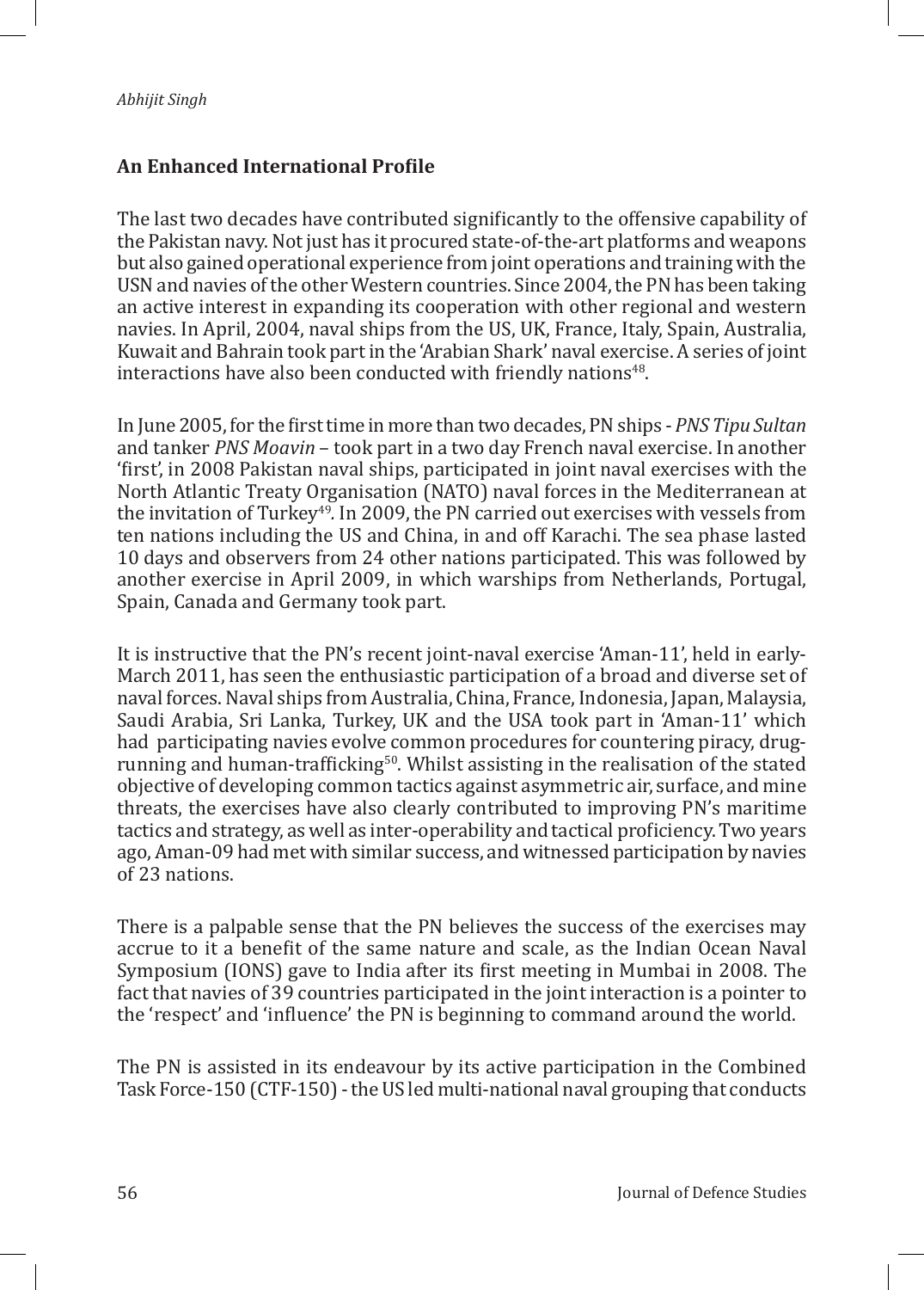## An Enhanced International Profile

The last two decades have contributed significantly to the offensive capability of the Pakistan navy. Not just has it procured state-of-the-art platforms and weapons but also gained operational experience from joint operations and training with the USN and navies of the other Western countries. Since 2004, the PN has been taking an active interest in expanding its cooperation with other regional and western navies. In April, 2004, naval ships from the US, UK, France, Italy, Spain, Australia, Kuwait and Bahrain took part in the 'Arabian Shark' naval exercise. A series of joint interactions have also been conducted with friendly nations[48].

In June 2005, for the first time in more than two decades, PN ships - *PNS Tipu Sultan* and tanker *PNS Moavin* – took part in a two day French naval exercise. In another 'first', in 2008 Pakistan naval ships, participated in joint naval exercises with the North Atlantic Treaty Organisation (NATO) naval forces in the Mediterranean at the invitation of Turkey[49]. In 2009, the PN carried out exercises with vessels from ten nations including the US and China, in and off Karachi. The sea phase lasted 10 days and observers from 24 other nations participated. This was followed by another exercise in April 2009, in which warships from Netherlands, Portugal, Spain, Canada and Germany took part.

It is instructive that the PN's recent joint-naval exercise 'Aman-11', held in early-March 2011, has seen the enthusiastic participation of a broad and diverse set of naval forces. Naval ships from Australia, China, France, Indonesia, Japan, Malaysia, Saudi Arabia, Sri Lanka, Turkey, UK and the USA took part in 'Aman-11' which had participating navies evolve common procedures for countering piracy, drug-running and human-trafficking[50]. Whilst assisting in the realisation of the stated objective of developing common tactics against asymmetric air, surface, and mine threats, the exercises have also clearly contributed to improving PN's maritime tactics and strategy, as well as inter-operability and tactical proficiency. Two years ago, Aman-09 had met with similar success, and witnessed participation by navies of 23 nations.

There is a palpable sense that the PN believes the success of the exercises may accrue to it a benefit of the same nature and scale, as the Indian Ocean Naval Symposium (IONS) gave to India after its first meeting in Mumbai in 2008. The fact that navies of 39 countries participated in the joint interaction is a pointer to the 'respect' and 'influence' the PN is beginning to command around the world.

The PN is assisted in its endeavour by its active participation in the Combined Task Force-150 (CTF-150) - the US led multi-national naval grouping that conducts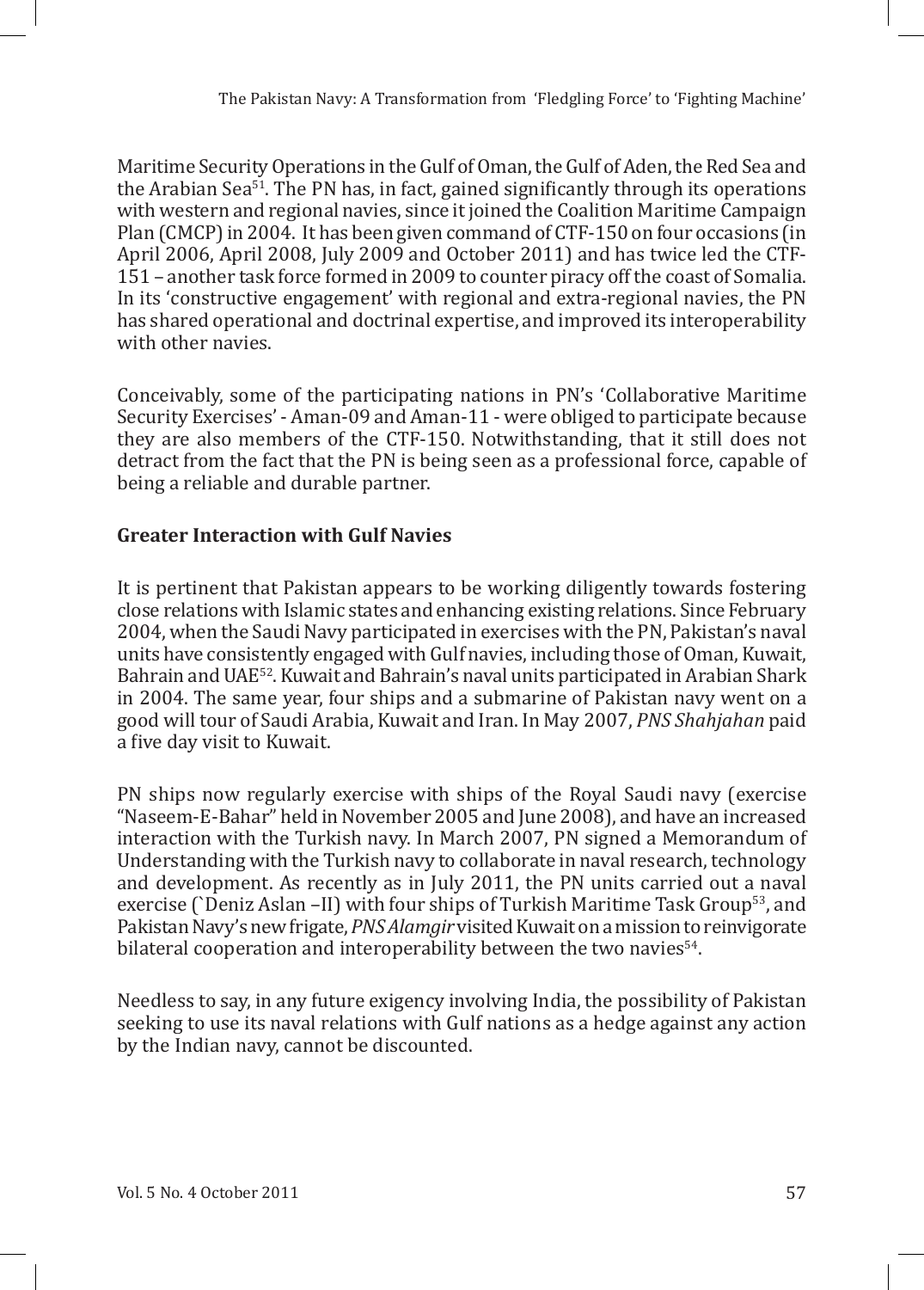Maritime Security Operations in the Gulf of Oman, the Gulf of Aden, the Red Sea and the Arabian Sea[51]. The PN has, in fact, gained significantly through its operations with western and regional navies, since it joined the Coalition Maritime Campaign Plan (CMCP) in 2004. It has been given command of CTF-150 on four occasions (in April 2006, April 2008, July 2009 and October 2011) and has twice led the CTF-151 – another task force formed in 2009 to counter piracy off the coast of Somalia. In its 'constructive engagement' with regional and extra-regional navies, the PN has shared operational and doctrinal expertise, and improved its interoperability with other navies.

Conceivably, some of the participating nations in PN's 'Collaborative Maritime Security Exercises' - Aman-09 and Aman-11 - were obliged to participate because they are also members of the CTF-150. Notwithstanding, that it still does not detract from the fact that the PN is being seen as a professional force, capable of being a reliable and durable partner.

**Greater Interaction with Gulf Navies**

It is pertinent that Pakistan appears to be working diligently towards fostering close relations with Islamic states and enhancing existing relations. Since February 2004, when the Saudi Navy participated in exercises with the PN, Pakistan's naval units have consistently engaged with Gulf navies, including those of Oman, Kuwait, Bahrain and UAE[52]. Kuwait and Bahrain's naval units participated in Arabian Shark in 2004. The same year, four ships and a submarine of Pakistan navy went on a good will tour of Saudi Arabia, Kuwait and Iran. In May 2007, *PNS Shahjahan* paid a five day visit to Kuwait.

PN ships now regularly exercise with ships of the Royal Saudi navy (exercise "Naseem-E-Bahar" held in November 2005 and June 2008), and have an increased interaction with the Turkish navy. In March 2007, PN signed a Memorandum of Understanding with the Turkish navy to collaborate in naval research, technology and development. As recently as in July 2011, the PN units carried out a naval exercise (`Deniz Aslan –II) with four ships of Turkish Maritime Task Group[53], and Pakistan Navy's new frigate, *PNS Alamgir* visited Kuwait on a mission to reinvigorate bilateral cooperation and interoperability between the two navies[54].

Needless to say, in any future exigency involving India, the possibility of Pakistan seeking to use its naval relations with Gulf nations as a hedge against any action by the Indian navy, cannot be discounted.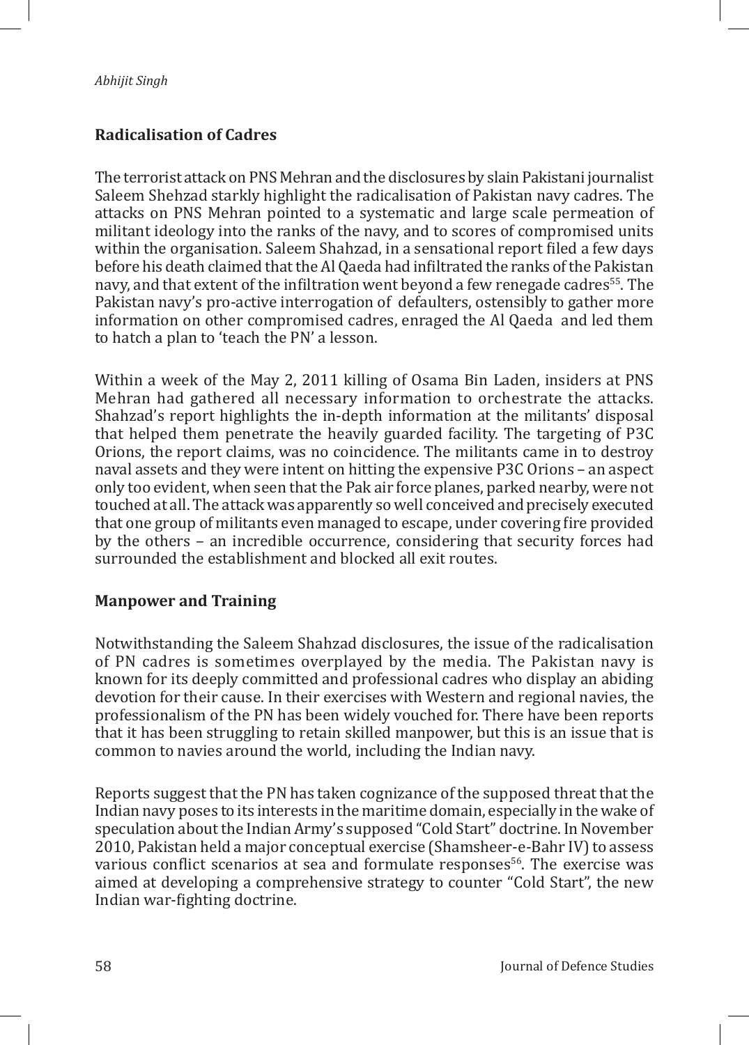## Radicalisation of Cadres

The terrorist attack on PNS Mehran and the disclosures by slain Pakistani journalist Saleem Shehzad starkly highlight the radicalisation of Pakistan navy cadres. The attacks on PNS Mehran pointed to a systematic and large scale permeation of militant ideology into the ranks of the navy, and to scores of compromised units within the organisation. Saleem Shahzad, in a sensational report filed a few days before his death claimed that the Al Qaeda had infiltrated the ranks of the Pakistan navy, and that extent of the infiltration went beyond a few renegade cadres[55]. The Pakistan navy's pro-active interrogation of defaulters, ostensibly to gather more information on other compromised cadres, enraged the Al Qaeda and led them to hatch a plan to 'teach the PN' a lesson.

Within a week of the May 2, 2011 killing of Osama Bin Laden, insiders at PNS Mehran had gathered all necessary information to orchestrate the attacks. Shahzad's report highlights the in-depth information at the militants' disposal that helped them penetrate the heavily guarded facility. The targeting of P3C Orions, the report claims, was no coincidence. The militants came in to destroy naval assets and they were intent on hitting the expensive P3C Orions – an aspect only too evident, when seen that the Pak air force planes, parked nearby, were not touched at all. The attack was apparently so well conceived and precisely executed that one group of militants even managed to escape, under covering fire provided by the others – an incredible occurrence, considering that security forces had surrounded the establishment and blocked all exit routes.

## Manpower and Training

Notwithstanding the Saleem Shahzad disclosures, the issue of the radicalisation of PN cadres is sometimes overplayed by the media. The Pakistan navy is known for its deeply committed and professional cadres who display an abiding devotion for their cause. In their exercises with Western and regional navies, the professionalism of the PN has been widely vouched for. There have been reports that it has been struggling to retain skilled manpower, but this is an issue that is common to navies around the world, including the Indian navy.

Reports suggest that the PN has taken cognizance of the supposed threat that the Indian navy poses to its interests in the maritime domain, especially in the wake of speculation about the Indian Army's supposed "Cold Start" doctrine. In November 2010, Pakistan held a major conceptual exercise (Shamsheer-e-Bahr IV) to assess various conflict scenarios at sea and formulate responses[56]. The exercise was aimed at developing a comprehensive strategy to counter "Cold Start", the new Indian war-fighting doctrine.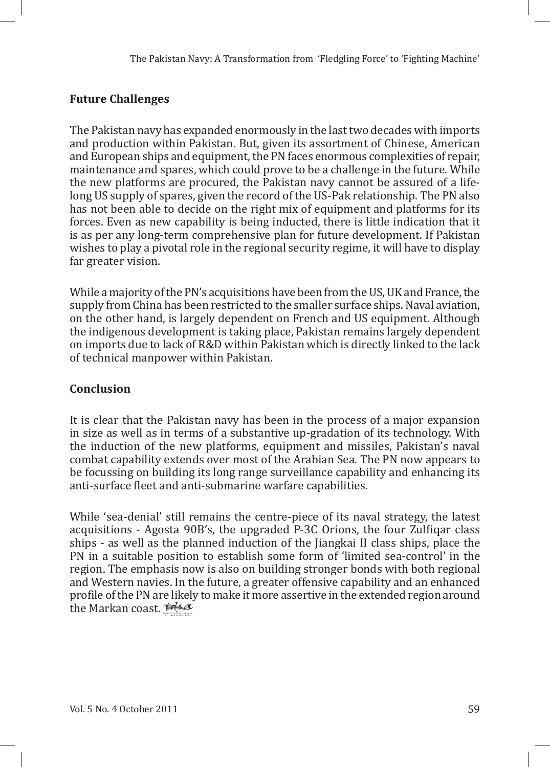## Future Challenges

The Pakistan navy has expanded enormously in the last two decades with imports and production within Pakistan. But, given its assortment of Chinese, American and European ships and equipment, the PN faces enormous complexities of repair, maintenance and spares, which could prove to be a challenge in the future. While the new platforms are procured, the Pakistan navy cannot be assured of a life-long US supply of spares, given the record of the US-Pak relationship. The PN also has not been able to decide on the right mix of equipment and platforms for its forces. Even as new capability is being inducted, there is little indication that it is as per any long-term comprehensive plan for future development. If Pakistan wishes to play a pivotal role in the regional security regime, it will have to display far greater vision.

While a majority of the PN's acquisitions have been from the US, UK and France, the supply from China has been restricted to the smaller surface ships. Naval aviation, on the other hand, is largely dependent on French and US equipment. Although the indigenous development is taking place, Pakistan remains largely dependent on imports due to lack of R&D within Pakistan which is directly linked to the lack of technical manpower within Pakistan.

## Conclusion

It is clear that the Pakistan navy has been in the process of a major expansion in size as well as in terms of a substantive up-gradation of its technology. With the induction of the new platforms, equipment and missiles, Pakistan's naval combat capability extends over most of the Arabian Sea. The PN now appears to be focussing on building its long range surveillance capability and enhancing its anti-surface fleet and anti-submarine warfare capabilities.

While 'sea-denial' still remains the centre-piece of its naval strategy, the latest acquisitions - Agosta 90B's, the upgraded P-3C Orions, the four Zulfiqar class ships - as well as the planned induction of the Jiangkai II class ships, place the PN in a suitable position to establish some form of 'limited sea-control' in the region. The emphasis now is also on building stronger bonds with both regional and Western navies. In the future, a greater offensive capability and an enhanced profile of the PN are likely to make it more assertive in the extended region around the Markan coast.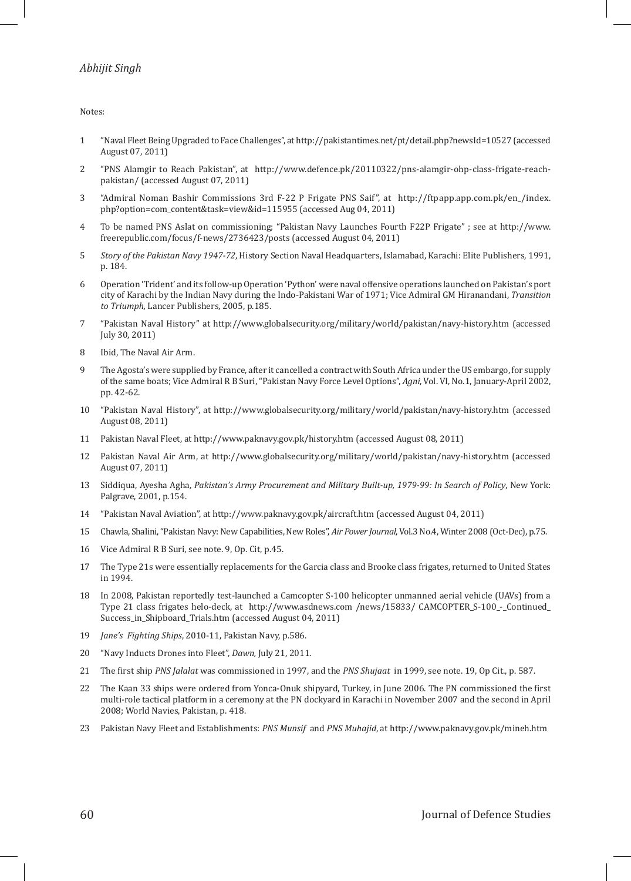Notes:

1. "Naval Fleet Being Upgraded to Face Challenges", at http://pakistantimes.net/pt/detail.php?newsId=10527 (accessed August 07, 2011)
2. "PNS Alamgir to Reach Pakistan", at http://www.defence.pk/20110322/pns-alamgir-ohp-class-frigate-reach-pakistan/ (accessed August 07, 2011)
3. "Admiral Noman Bashir Commissions 3rd F-22 P Frigate PNS Saif", at http://ftpapp.app.com.pk/en_/index.php?option=com_content&task=view&id=115955 (accessed Aug 04, 2011)
4. To be named PNS Aslat on commissioning; "Pakistan Navy Launches Fourth F22P Frigate" ; see at http://www.freerepublic.com/focus/f-news/2736423/posts (accessed August 04, 2011)
5. *Story of the Pakistan Navy 1947-72*, History Section Naval Headquarters, Islamabad, Karachi: Elite Publishers, 1991, p. 184.
6. Operation 'Trident' and its follow-up Operation 'Python' were naval offensive operations launched on Pakistan's port city of Karachi by the Indian Navy during the Indo-Pakistani War of 1971; Vice Admiral GM Hiranandani, *Transition to Triumph,* Lancer Publishers, 2005, p.185.
7. "Pakistan Naval History" at http://www.globalsecurity.org/military/world/pakistan/navy-history.htm (accessed July 30, 2011)
8. Ibid, The Naval Air Arm.
9. The Agosta's were supplied by France, after it cancelled a contract with South Africa under the US embargo, for supply of the same boats; Vice Admiral R B Suri, "Pakistan Navy Force Level Options", *Agni*, Vol. VI, No.1, January-April 2002, pp. 42-62.
10. "Pakistan Naval History", at http://www.globalsecurity.org/military/world/pakistan/navy-history.htm (accessed August 08, 2011)
11. Pakistan Naval Fleet, at http://www.paknavy.gov.pk/history.htm (accessed August 08, 2011)
12. Pakistan Naval Air Arm, at http://www.globalsecurity.org/military/world/pakistan/navy-history.htm (accessed August 07, 2011)
13. Siddiqua, Ayesha Agha, *Pakistan's Army Procurement and Military Built-up, 1979-99: In Search of Policy*, New York: Palgrave, 2001, p.154.
14. "Pakistan Naval Aviation", at http://www.paknavy.gov.pk/aircraft.htm (accessed August 04, 2011)
15. Chawla, Shalini, "Pakistan Navy: New Capabilities, New Roles", *Air Power Journal*, Vol.3 No.4, Winter 2008 (Oct-Dec), p.75.
16. Vice Admiral R B Suri, see note. 9, Op. Cit, p.45.
17. The Type 21s were essentially replacements for the Garcia class and Brooke class frigates, returned to United States in 1994.
18. In 2008, Pakistan reportedly test-launched a Camcopter S-100 helicopter unmanned aerial vehicle (UAVs) from a Type 21 class frigates helo-deck, at http://www.asdnews.com /news/15833/ CAMCOPTER_S-100_-_Continued_Success_in_Shipboard_Trials.htm (accessed August 04, 2011)
19. *Jane's Fighting Ships*, 2010-11, Pakistan Navy, p.586.
20. "Navy Inducts Drones into Fleet", *Dawn,* July 21, 2011.
21. The first ship *PNS Jalalat* was commissioned in 1997, and the *PNS Shujaat* in 1999, see note. 19, Op Cit., p. 587.
22. The Kaan 33 ships were ordered from Yonca-Onuk shipyard, Turkey, in June 2006. The PN commissioned the first multi-role tactical platform in a ceremony at the PN dockyard in Karachi in November 2007 and the second in April 2008; World Navies, Pakistan, p. 418.
23. Pakistan Navy Fleet and Establishments: *PNS Munsif* and *PNS Muhajid*, at http://www.paknavy.gov.pk/mineh.htm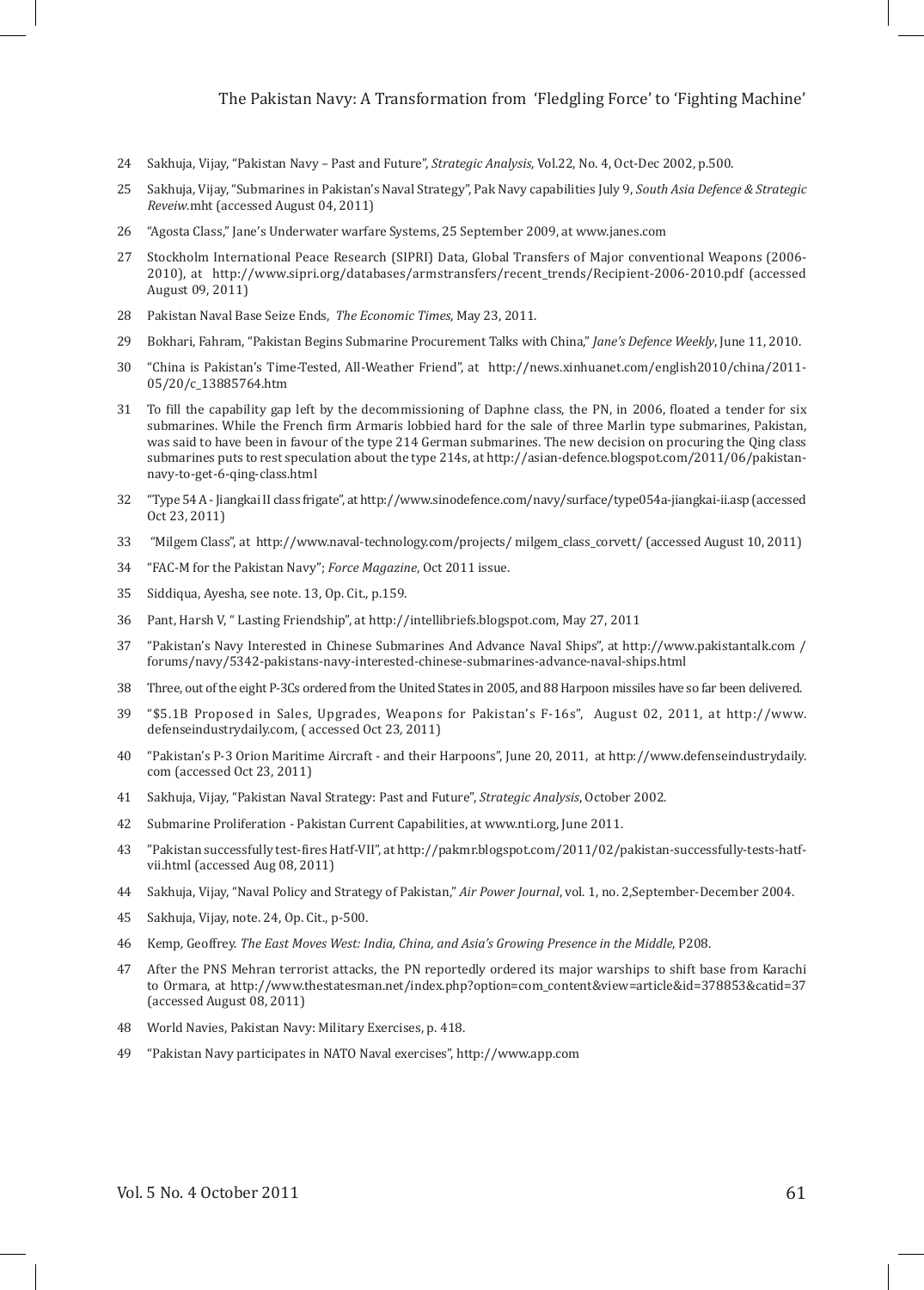24 Sakhuja, Vijay, "Pakistan Navy – Past and Future", *Strategic Analysis*, Vol.22, No. 4, Oct-Dec 2002, p.500.

25 Sakhuja, Vijay, "Submarines in Pakistan's Naval Strategy", Pak Navy capabilities July 9, *South Asia Defence & Strategic Reveiw*.mht (accessed August 04, 2011)

26 "Agosta Class," Jane's Underwater warfare Systems, 25 September 2009, at www.janes.com

27 Stockholm International Peace Research (SIPRI) Data, Global Transfers of Major conventional Weapons (2006-2010), at http://www.sipri.org/databases/armstransfers/recent_trends/Recipient-2006-2010.pdf (accessed August 09, 2011)

28 Pakistan Naval Base Seize Ends, *The Economic Times*, May 23, 2011.

29 Bokhari, Fahram, "Pakistan Begins Submarine Procurement Talks with China," *Jane's Defence Weekly*, June 11, 2010.

30 "China is Pakistan's Time-Tested, All-Weather Friend", at http://news.xinhuanet.com/english2010/china/2011-05/20/c_13885764.htm

31 To fill the capability gap left by the decommissioning of Daphne class, the PN, in 2006, floated a tender for six submarines. While the French firm Armaris lobbied hard for the sale of three Marlin type submarines, Pakistan, was said to have been in favour of the type 214 German submarines. The new decision on procuring the Qing class submarines puts to rest speculation about the type 214s, at http://asian-defence.blogspot.com/2011/06/pakistan-navy-to-get-6-qing-class.html

32 "Type 54 A - Jiangkai II class frigate", at http://www.sinodefence.com/navy/surface/type054a-jiangkai-ii.asp (accessed Oct 23, 2011)

33 "Milgem Class", at http://www.naval-technology.com/projects/ milgem_class_corvett/ (accessed August 10, 2011)

34 "FAC-M for the Pakistan Navy"; *Force Magazine*, Oct 2011 issue.

35 Siddiqua, Ayesha, see note. 13, Op. Cit., p.159.

36 Pant, Harsh V, " Lasting Friendship", at http://intellibriefs.blogspot.com, May 27, 2011

37 "Pakistan's Navy Interested in Chinese Submarines And Advance Naval Ships", at http://www.pakistantalk.com / forums/navy/5342-pakistans-navy-interested-chinese-submarines-advance-naval-ships.html

38 Three, out of the eight P-3Cs ordered from the United States in 2005, and 88 Harpoon missiles have so far been delivered.

39 "$5.1B Proposed in Sales, Upgrades, Weapons for Pakistan's F-16s", August 02, 2011, at http://www.defenseindustrydaily.com, ( accessed Oct 23, 2011)

40 "Pakistan's P-3 Orion Maritime Aircraft - and their Harpoons", June 20, 2011, at http://www.defenseindustrydaily.com (accessed Oct 23, 2011)

41 Sakhuja, Vijay, "Pakistan Naval Strategy: Past and Future", *Strategic Analysis*, October 2002.

42 Submarine Proliferation - Pakistan Current Capabilities, at www.nti.org, June 2011.

43 "Pakistan successfully test-fires Hatf-VII", at http://pakmr.blogspot.com/2011/02/pakistan-successfully-tests-hatf-vii.html (accessed Aug 08, 2011)

44 Sakhuja, Vijay, "Naval Policy and Strategy of Pakistan," *Air Power Journal*, vol. 1, no. 2,September-December 2004.

45 Sakhuja, Vijay, note. 24, Op. Cit., p-500.

46 Kemp, Geoffrey. *The East Moves West: India, China, and Asia's Growing Presence in the Middle*, P208.

47 After the PNS Mehran terrorist attacks, the PN reportedly ordered its major warships to shift base from Karachi to Ormara, at http://www.thestatesman.net/index.php?option=com_content&view=article&id=378853&catid=37 (accessed August 08, 2011)

48 World Navies, Pakistan Navy: Military Exercises, p. 418.

49 "Pakistan Navy participates in NATO Naval exercises", http://www.app.com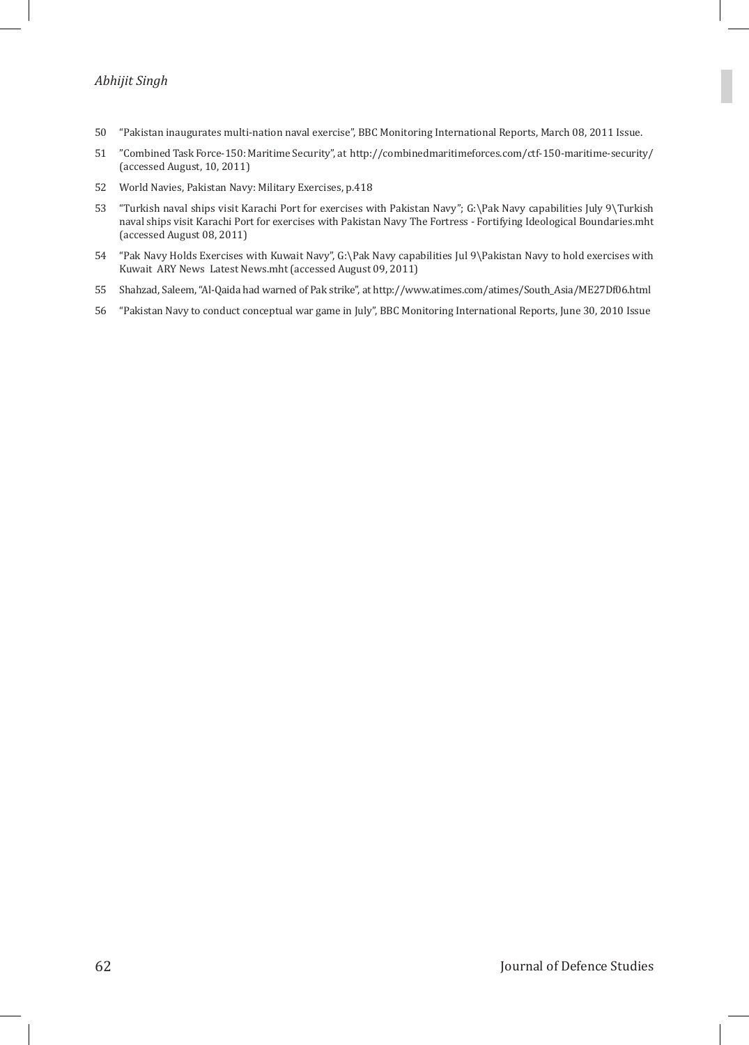50 "Pakistan inaugurates multi-nation naval exercise", BBC Monitoring International Reports, March 08, 2011 Issue.

51 "Combined Task Force-150: Maritime Security", at http://combinedmaritimeforces.com/ctf-150-maritime-security/ (accessed August, 10, 2011)

52 World Navies, Pakistan Navy: Military Exercises, p.418

53 "Turkish naval ships visit Karachi Port for exercises with Pakistan Navy"; G:\Pak Navy capabilities July 9\Turkish naval ships visit Karachi Port for exercises with Pakistan Navy The Fortress - Fortifying Ideological Boundaries.mht (accessed August 08, 2011)

54 "Pak Navy Holds Exercises with Kuwait Navy", G:\Pak Navy capabilities Jul 9\Pakistan Navy to hold exercises with Kuwait ARY News Latest News.mht (accessed August 09, 2011)

55 Shahzad, Saleem, "Al-Qaida had warned of Pak strike", at http://www.atimes.com/atimes/South_Asia/ME27Df06.html

56 "Pakistan Navy to conduct conceptual war game in July", BBC Monitoring International Reports, June 30, 2010 Issue